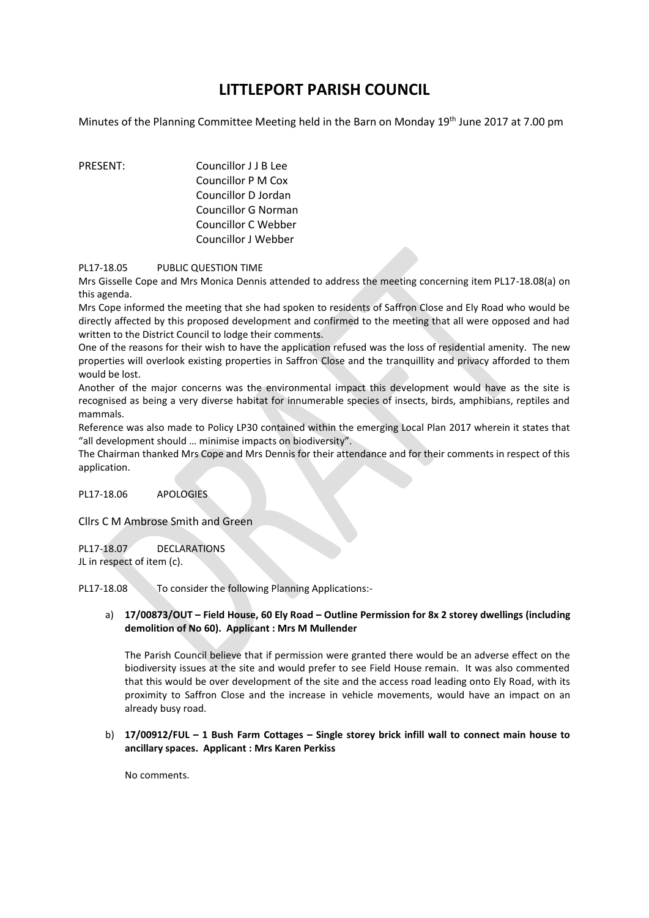# LITTLEPORT PARISH COUNCIL

Minutes of the Planning Committee Meeting held in the Barn on Monday 19th June 2017 at 7.00 pm

PRESENT: Councillor J J B Lee
Councillor P M Cox
Councillor D Jordan
Councillor G Norman
Councillor C Webber
Councillor J Webber

PL17-18.05 PUBLIC QUESTION TIME

Mrs Gisselle Cope and Mrs Monica Dennis attended to address the meeting concerning item PL17-18.08(a) on this agenda.

Mrs Cope informed the meeting that she had spoken to residents of Saffron Close and Ely Road who would be directly affected by this proposed development and confirmed to the meeting that all were opposed and had written to the District Council to lodge their comments.

One of the reasons for their wish to have the application refused was the loss of residential amenity. The new properties will overlook existing properties in Saffron Close and the tranquillity and privacy afforded to them would be lost.

Another of the major concerns was the environmental impact this development would have as the site is recognised as being a very diverse habitat for innumerable species of insects, birds, amphibians, reptiles and mammals.

Reference was also made to Policy LP30 contained within the emerging Local Plan 2017 wherein it states that "all development should … minimise impacts on biodiversity".

The Chairman thanked Mrs Cope and Mrs Dennis for their attendance and for their comments in respect of this application.

PL17-18.06 APOLOGIES

Cllrs C M Ambrose Smith and Green

PL17-18.07 DECLARATIONS

JL in respect of item (c).

PL17-18.08 To consider the following Planning Applications:-

a) **17/00873/OUT – Field House, 60 Ely Road – Outline Permission for 8x 2 storey dwellings (including demolition of No 60). Applicant : Mrs M Mullender**

   The Parish Council believe that if permission were granted there would be an adverse effect on the biodiversity issues at the site and would prefer to see Field House remain. It was also commented that this would be over development of the site and the access road leading onto Ely Road, with its proximity to Saffron Close and the increase in vehicle movements, would have an impact on an already busy road.

b) **17/00912/FUL – 1 Bush Farm Cottages – Single storey brick infill wall to connect main house to ancillary spaces. Applicant : Mrs Karen Perkiss**

   No comments.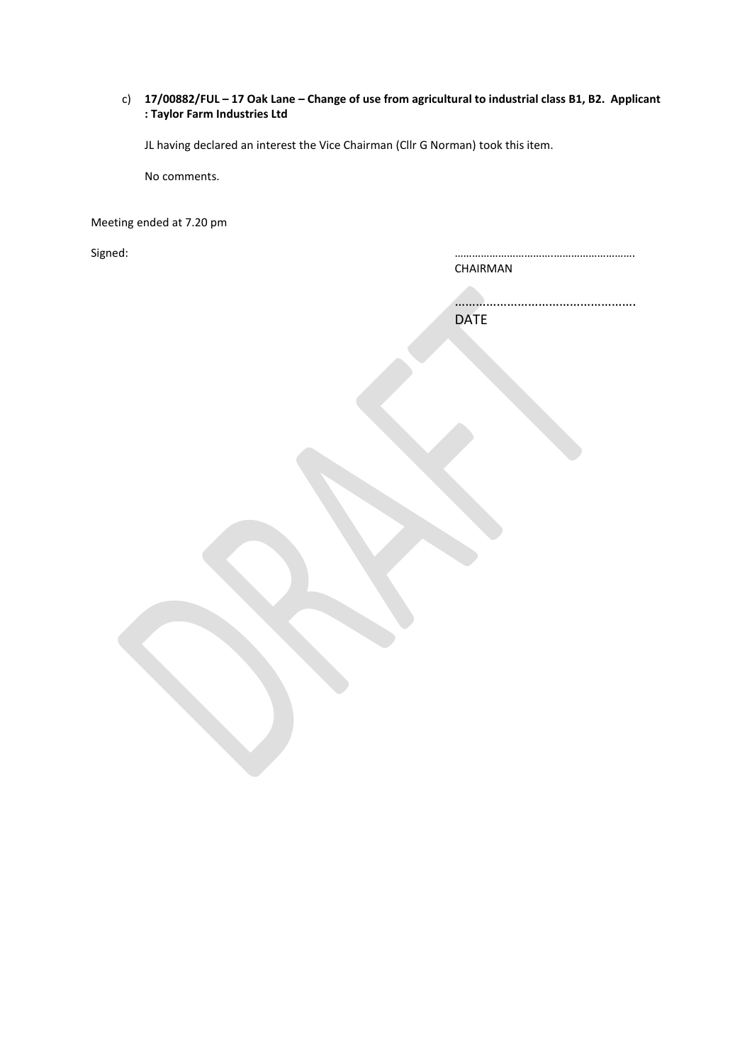c) **17/00882/FUL – 17 Oak Lane – Change of use from agricultural to industrial class B1, B2. Applicant : Taylor Farm Industries Ltd**

JL having declared an interest the Vice Chairman (Cllr G Norman) took this item.

No comments.

Meeting ended at 7.20 pm

Signed: ……………………………………………………… CHAIRMAN

……………………………………………… DATE

DRAFT